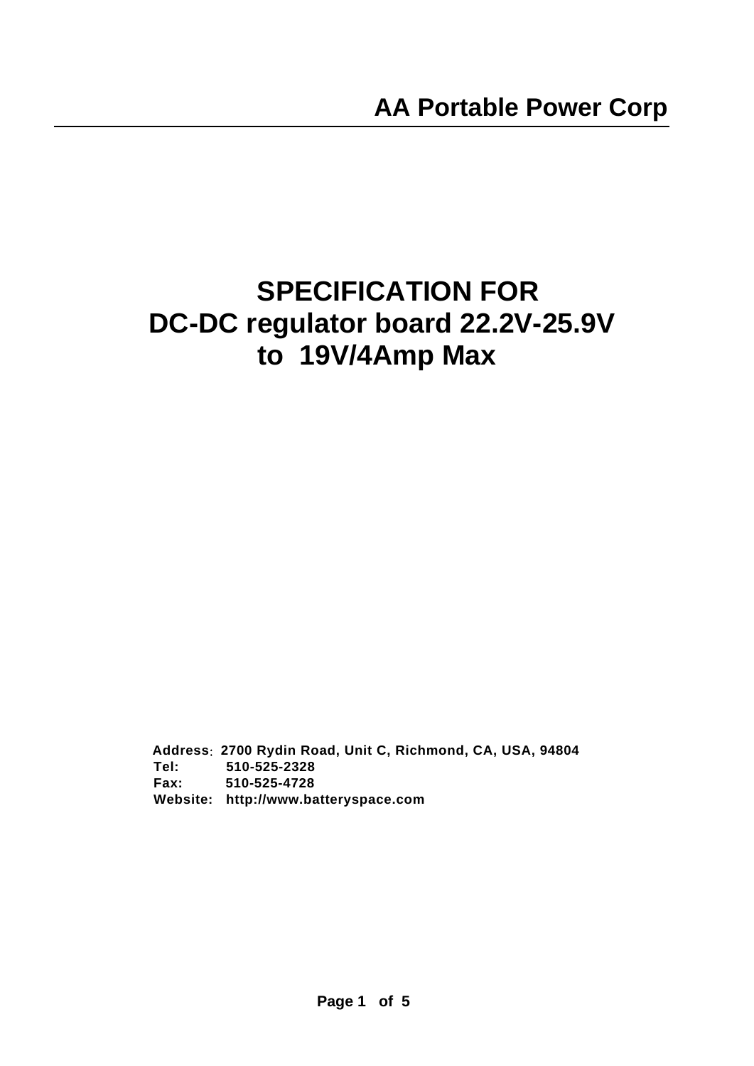AA Portable Power Corp

# SPECIFICATION FOR
# DC-DC regulator board 22.2V-25.9V to 19V/4Amp Max

**Address**: 2700 Rydin Road, Unit C, Richmond, CA, USA, 94804
**Tel:** 510-525-2328
**Fax:** 510-525-4728
**Website:** http://www.batteryspace.com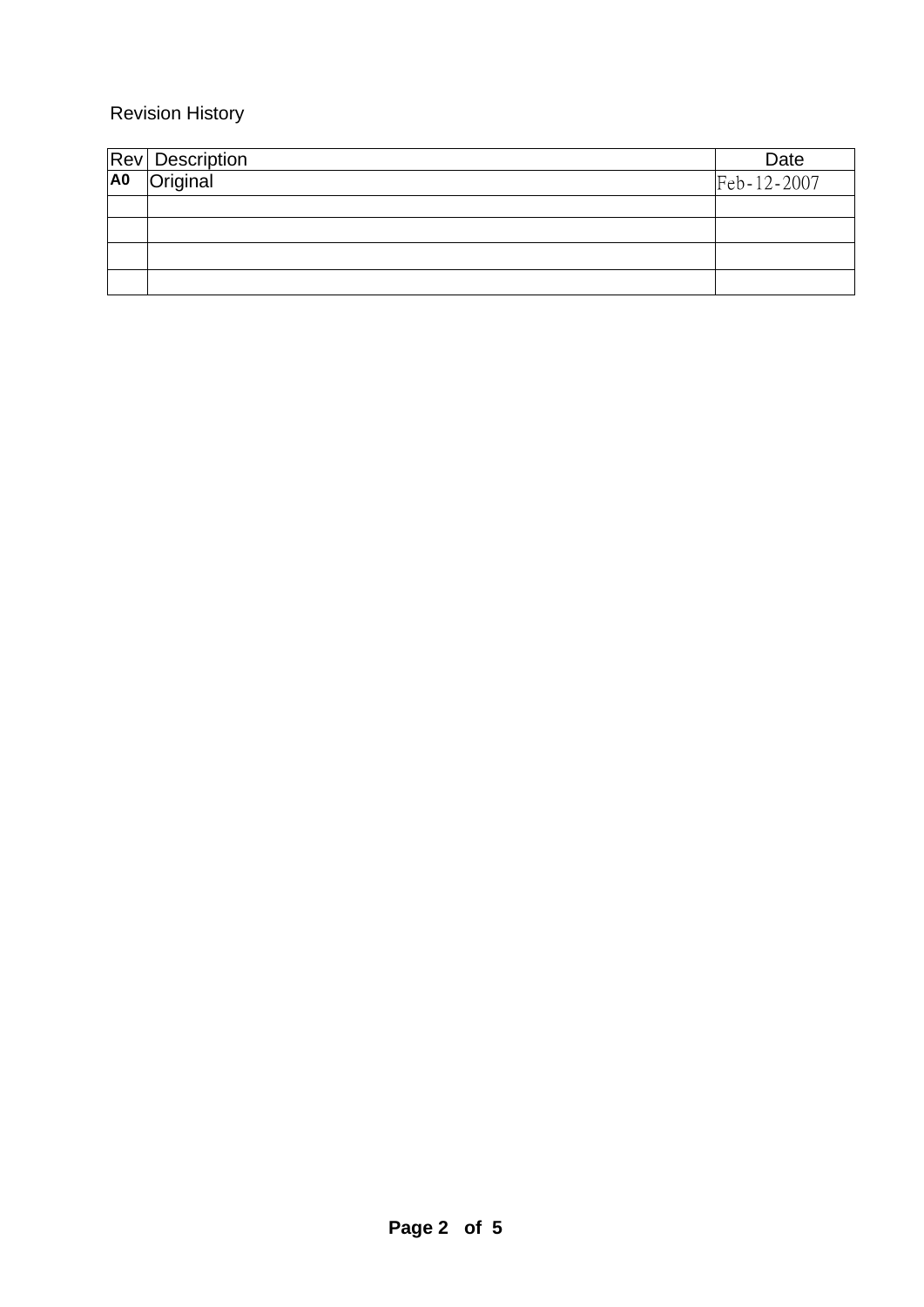Revision History

| Rev | Description | Date |
|---|---|---|
| **A0** | Original | Feb-12-2007 |
| | | |
| | | |
| | | |
| | | |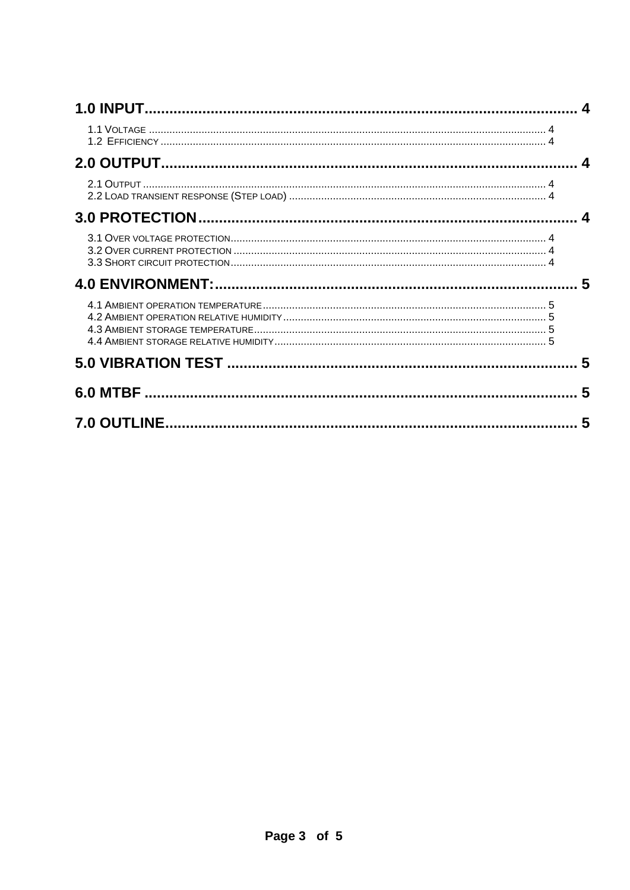**1.0 INPUT........................................................................................................ 4**

1.1 VOLTAGE ........................................................................................................ 4
1.2 EFFICIENCY ........................................................................................................ 4

**2.0 OUTPUT........................................................................................................ 4**

2.1 OUTPUT ........................................................................................................ 4
2.2 LOAD TRANSIENT RESPONSE (STEP LOAD) ........................................................................................................ 4

**3.0 PROTECTION........................................................................................................ 4**

3.1 OVER VOLTAGE PROTECTION........................................................................................................ 4
3.2 OVER CURRENT PROTECTION ........................................................................................................ 4
3.3 SHORT CIRCUIT PROTECTION........................................................................................................ 4

**4.0 ENVIRONMENT:........................................................................................................ 5**

4.1 AMBIENT OPERATION TEMPERATURE........................................................................................................ 5
4.2 AMBIENT OPERATION RELATIVE HUMIDITY........................................................................................................ 5
4.3 AMBIENT STORAGE TEMPERATURE........................................................................................................ 5
4.4 AMBIENT STORAGE RELATIVE HUMIDITY........................................................................................................ 5

**5.0 VIBRATION TEST ........................................................................................................ 5**

**6.0 MTBF ........................................................................................................ 5**

**7.0 OUTLINE........................................................................................................ 5**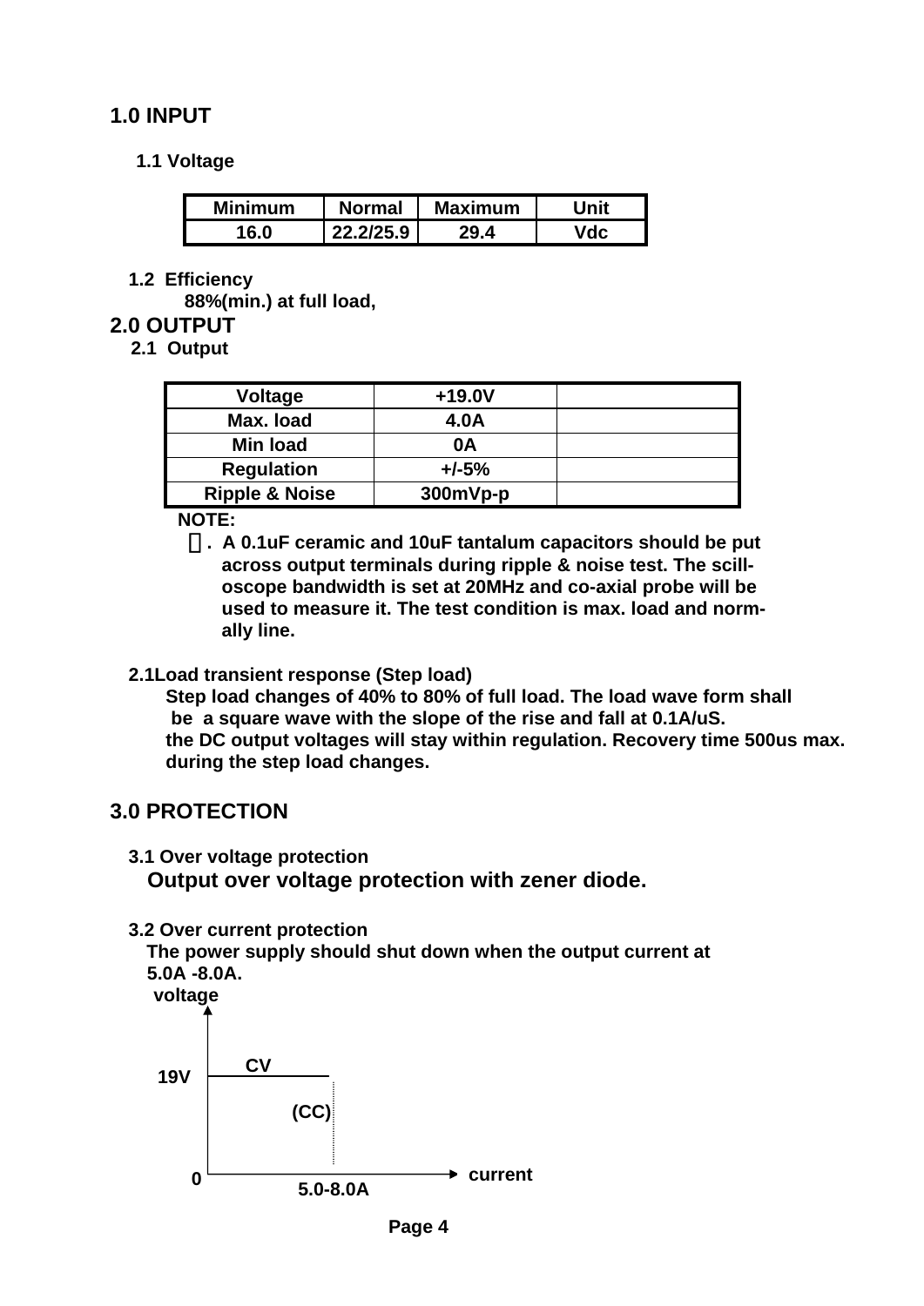# 1.0 INPUT

### 1.1 Voltage

| Minimum | Normal | Maximum | Unit |
|---|---|---|---|
| 16.0 | 22.2/25.9 | 29.4 | Vdc |

### 1.2 Efficiency

88%(min.) at full load,

# 2.0 OUTPUT

### 2.1 Output

| Voltage | +19.0V | |
|---|---|---|
| Max. load | 4.0A | |
| Min load | 0A | |
| Regulation | +/-5% | |
| Ripple & Noise | 300mVp-p | |

**NOTE:**

＊. A 0.1uF ceramic and 10uF tantalum capacitors should be put across output terminals during ripple & noise test. The scill-oscope bandwidth is set at 20MHz and co-axial probe will be used to measure it. The test condition is max. load and norm-ally line.

### 2.1Load transient response (Step load)

Step load changes of 40% to 80% of full load. The load wave form shall be a square wave with the slope of the rise and fall at 0.1A/uS.
the DC output voltages will stay within regulation. Recovery time 500us max. during the step load changes.

# 3.0 PROTECTION

### 3.1 Over voltage protection

**Output over voltage protection with zener diode.**

### 3.2 Over current protection

The power supply should shut down when the output current at 5.0A -8.0A.

voltage

19V — CV

(CC)

0 — 5.0-8.0A — current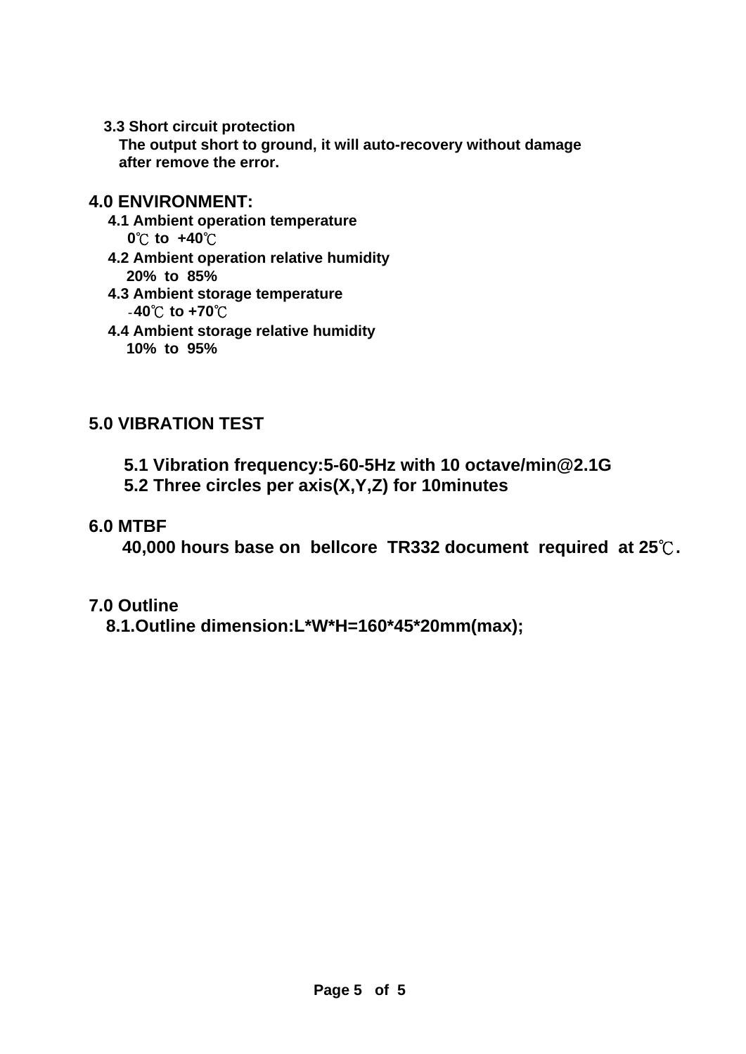**3.3 Short circuit protection**

**The output short to ground, it will auto-recovery without damage after remove the error.**

## 4.0 ENVIRONMENT:

**4.1 Ambient operation temperature**

**0℃ to +40℃**

**4.2 Ambient operation relative humidity**

**20% to 85%**

**4.3 Ambient storage temperature**

**-40℃ to +70℃**

**4.4 Ambient storage relative humidity**

**10% to 95%**

## 5.0 VIBRATION TEST

**5.1 Vibration frequency:5-60-5Hz with 10 octave/min@2.1G**

**5.2 Three circles per axis(X,Y,Z) for 10minutes**

## 6.0 MTBF

**40,000 hours base on bellcore TR332 document required at 25℃.**

## 7.0 Outline

**8.1.Outline dimension:L*W*H=160*45*20mm(max);**